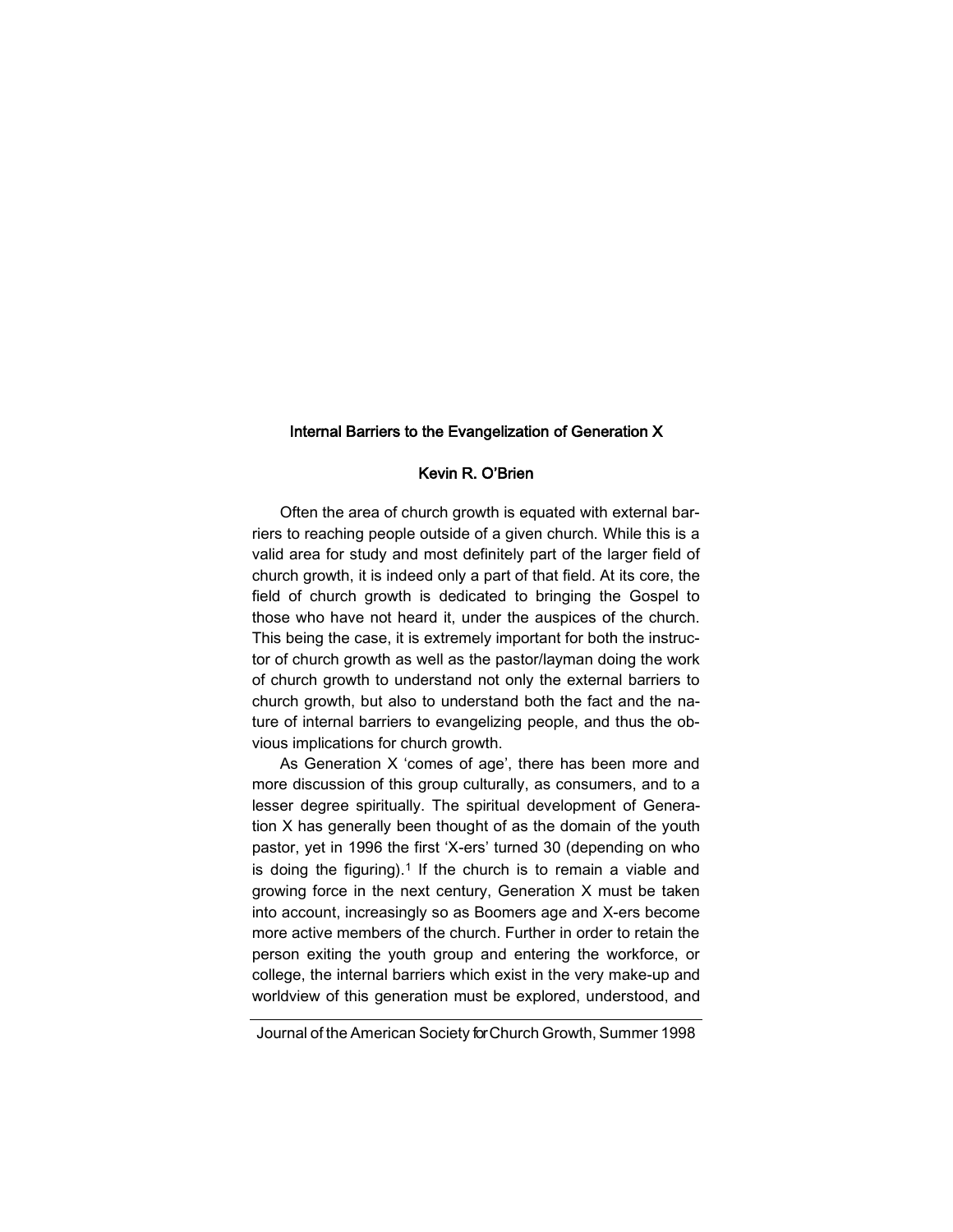# Internal Barriers to the Evangelization of Generation X

### Kevin R. O'Brien

Often the area of church growth is equated with external barriers to reaching people outside of a given church. While this is a valid area for study and most definitely part of the larger field of church growth, it is indeed only a part of that field. At its core, the field of church growth is dedicated to bringing the Gospel to those who have not heard it, under the auspices of the church. This being the case, it is extremely important for both the instructor of church growth as well as the pastor/layman doing the work of church growth to understand not only the external barriers to church growth, but also to understand both the fact and the nature of internal barriers to evangelizing people, and thus the obvious implications for church growth.

As Generation X 'comes of age', there has been more and more discussion of this group culturally, as consumers, and to a lesser degree spiritually. The spiritual development of Generation X has generally been thought of as the domain of the youth pastor, yet in 1996 the first 'X-ers' turned 30 (depending on who is doing the figuring).[1] If the church is to remain a viable and growing force in the next century, Generation X must be taken into account, increasingly so as Boomers age and X-ers become more active members of the church. Further in order to retain the person exiting the youth group and entering the workforce, or college, the internal barriers which exist in the very make-up and worldview of this generation must be explored, understood, and

Journal of the American Society for Church Growth, Summer 1998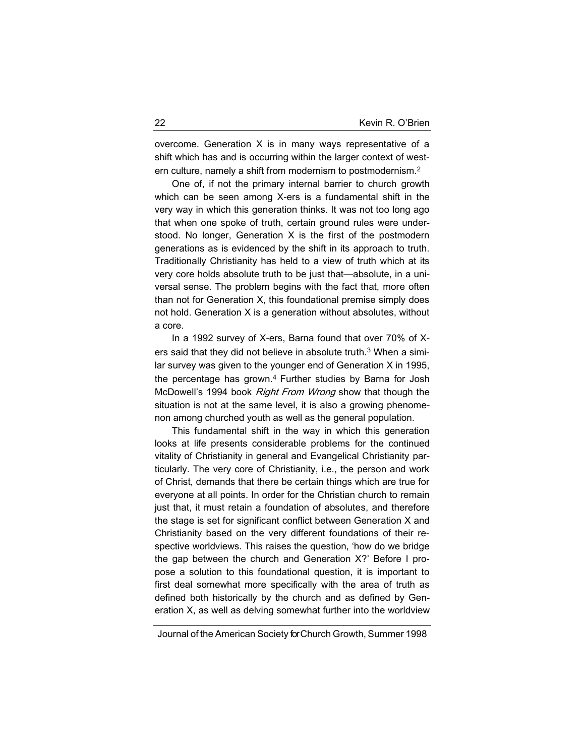overcome. Generation X is in many ways representative of a shift which has and is occurring within the larger context of western culture, namely a shift from modernism to postmodernism.[2]

One of, if not the primary internal barrier to church growth which can be seen among X-ers is a fundamental shift in the very way in which this generation thinks. It was not too long ago that when one spoke of truth, certain ground rules were understood. No longer, Generation X is the first of the postmodern generations as is evidenced by the shift in its approach to truth. Traditionally Christianity has held to a view of truth which at its very core holds absolute truth to be just that—absolute, in a universal sense. The problem begins with the fact that, more often than not for Generation X, this foundational premise simply does not hold. Generation X is a generation without absolutes, without a core.

In a 1992 survey of X-ers, Barna found that over 70% of X-ers said that they did not believe in absolute truth.[3] When a similar survey was given to the younger end of Generation X in 1995, the percentage has grown.[4] Further studies by Barna for Josh McDowell's 1994 book *Right From Wrong* show that though the situation is not at the same level, it is also a growing phenomenon among churched youth as well as the general population.

This fundamental shift in the way in which this generation looks at life presents considerable problems for the continued vitality of Christianity in general and Evangelical Christianity particularly. The very core of Christianity, i.e., the person and work of Christ, demands that there be certain things which are true for everyone at all points. In order for the Christian church to remain just that, it must retain a foundation of absolutes, and therefore the stage is set for significant conflict between Generation X and Christianity based on the very different foundations of their respective worldviews. This raises the question, 'how do we bridge the gap between the church and Generation X?' Before I propose a solution to this foundational question, it is important to first deal somewhat more specifically with the area of truth as defined both historically by the church and as defined by Generation X, as well as delving somewhat further into the worldview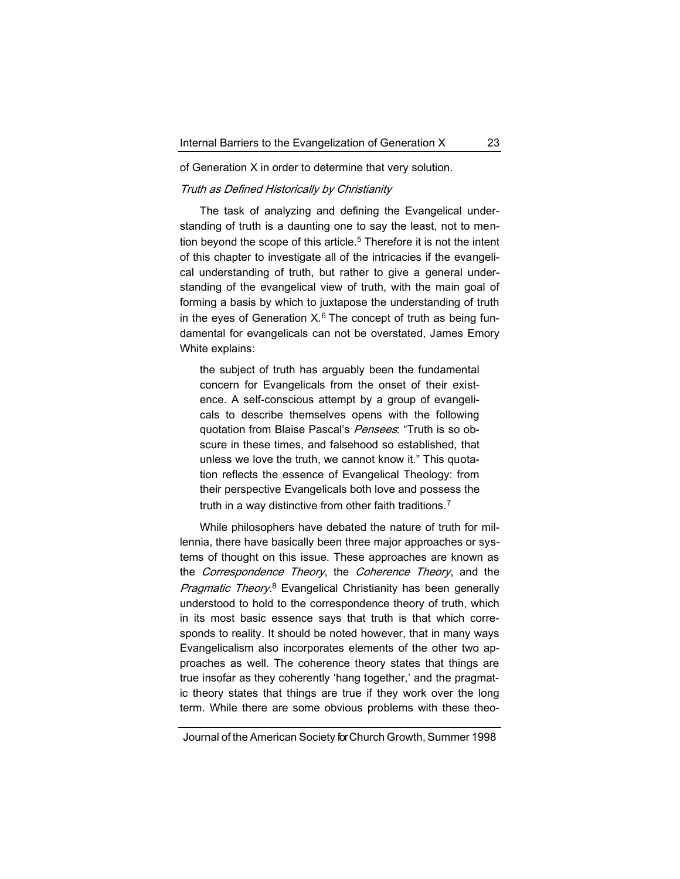of Generation X in order to determine that very solution.

*Truth as Defined Historically by Christianity*

The task of analyzing and defining the Evangelical understanding of truth is a daunting one to say the least, not to mention beyond the scope of this article.[5] Therefore it is not the intent of this chapter to investigate all of the intricacies if the evangelical understanding of truth, but rather to give a general understanding of the evangelical view of truth, with the main goal of forming a basis by which to juxtapose the understanding of truth in the eyes of Generation X.[6] The concept of truth as being fundamental for evangelicals can not be overstated, James Emory White explains:

> the subject of truth has arguably been the fundamental concern for Evangelicals from the onset of their existence. A self-conscious attempt by a group of evangelicals to describe themselves opens with the following quotation from Blaise Pascal's *Pensees*: "Truth is so obscure in these times, and falsehood so established, that unless we love the truth, we cannot know it." This quotation reflects the essence of Evangelical Theology: from their perspective Evangelicals both love and possess the truth in a way distinctive from other faith traditions.[7]

While philosophers have debated the nature of truth for millennia, there have basically been three major approaches or systems of thought on this issue. These approaches are known as the *Correspondence Theory*, the *Coherence Theory*, and the *Pragmatic Theory*.[8] Evangelical Christianity has been generally understood to hold to the correspondence theory of truth, which in its most basic essence says that truth is that which corresponds to reality. It should be noted however, that in many ways Evangelicalism also incorporates elements of the other two approaches as well. The coherence theory states that things are true insofar as they coherently 'hang together,' and the pragmatic theory states that things are true if they work over the long term. While there are some obvious problems with these theo-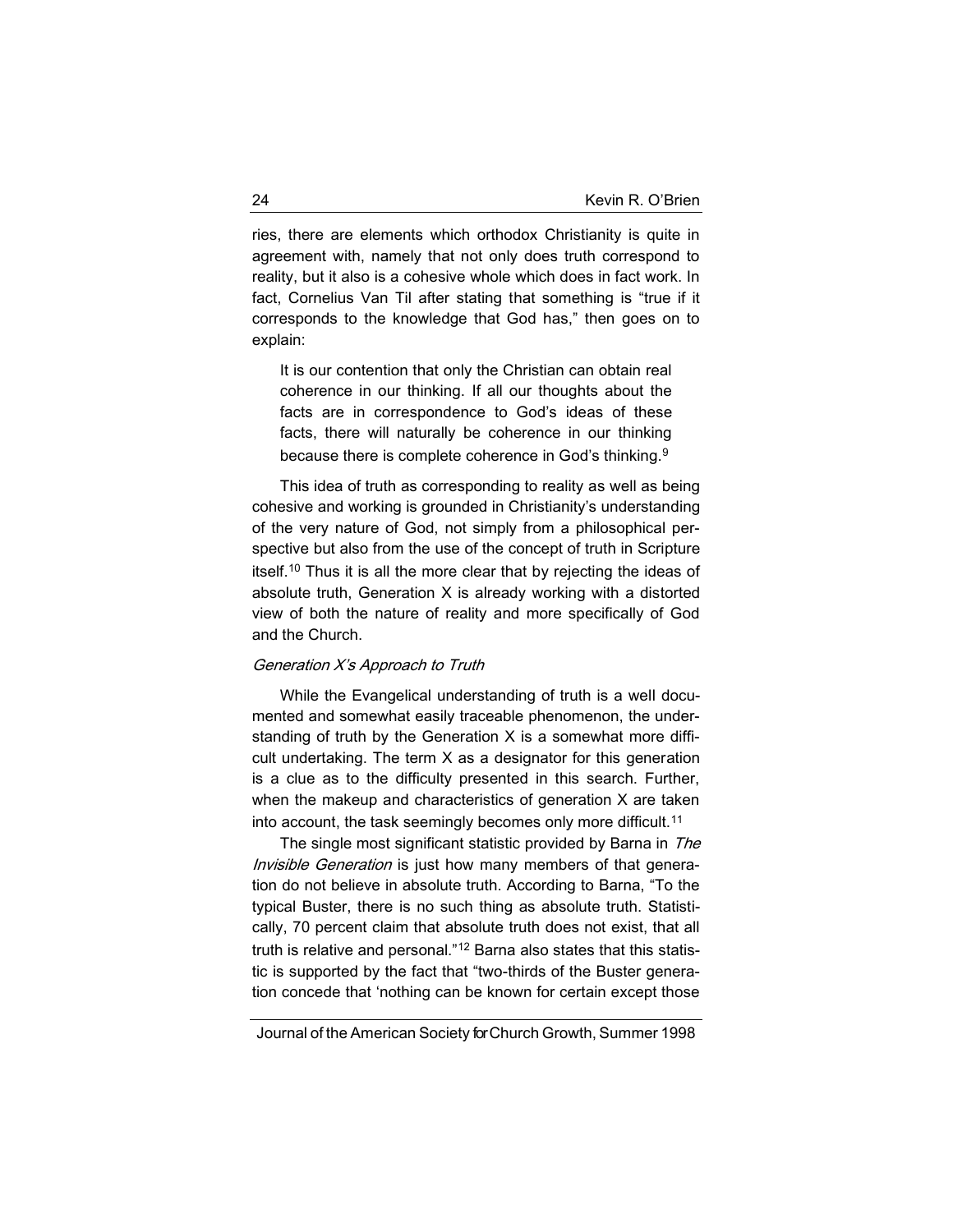ries, there are elements which orthodox Christianity is quite in agreement with, namely that not only does truth correspond to reality, but it also is a cohesive whole which does in fact work. In fact, Cornelius Van Til after stating that something is "true if it corresponds to the knowledge that God has," then goes on to explain:

> It is our contention that only the Christian can obtain real coherence in our thinking. If all our thoughts about the facts are in correspondence to God's ideas of these facts, there will naturally be coherence in our thinking because there is complete coherence in God's thinking.[9]

This idea of truth as corresponding to reality as well as being cohesive and working is grounded in Christianity's understanding of the very nature of God, not simply from a philosophical perspective but also from the use of the concept of truth in Scripture itself.[10] Thus it is all the more clear that by rejecting the ideas of absolute truth, Generation X is already working with a distorted view of both the nature of reality and more specifically of God and the Church.

### *Generation X's Approach to Truth*

While the Evangelical understanding of truth is a well documented and somewhat easily traceable phenomenon, the understanding of truth by the Generation X is a somewhat more difficult undertaking. The term X as a designator for this generation is a clue as to the difficulty presented in this search. Further, when the makeup and characteristics of generation X are taken into account, the task seemingly becomes only more difficult.[11]

The single most significant statistic provided by Barna in *The Invisible Generation* is just how many members of that generation do not believe in absolute truth. According to Barna, "To the typical Buster, there is no such thing as absolute truth. Statistically, 70 percent claim that absolute truth does not exist, that all truth is relative and personal."[12] Barna also states that this statistic is supported by the fact that "two-thirds of the Buster generation concede that 'nothing can be known for certain except those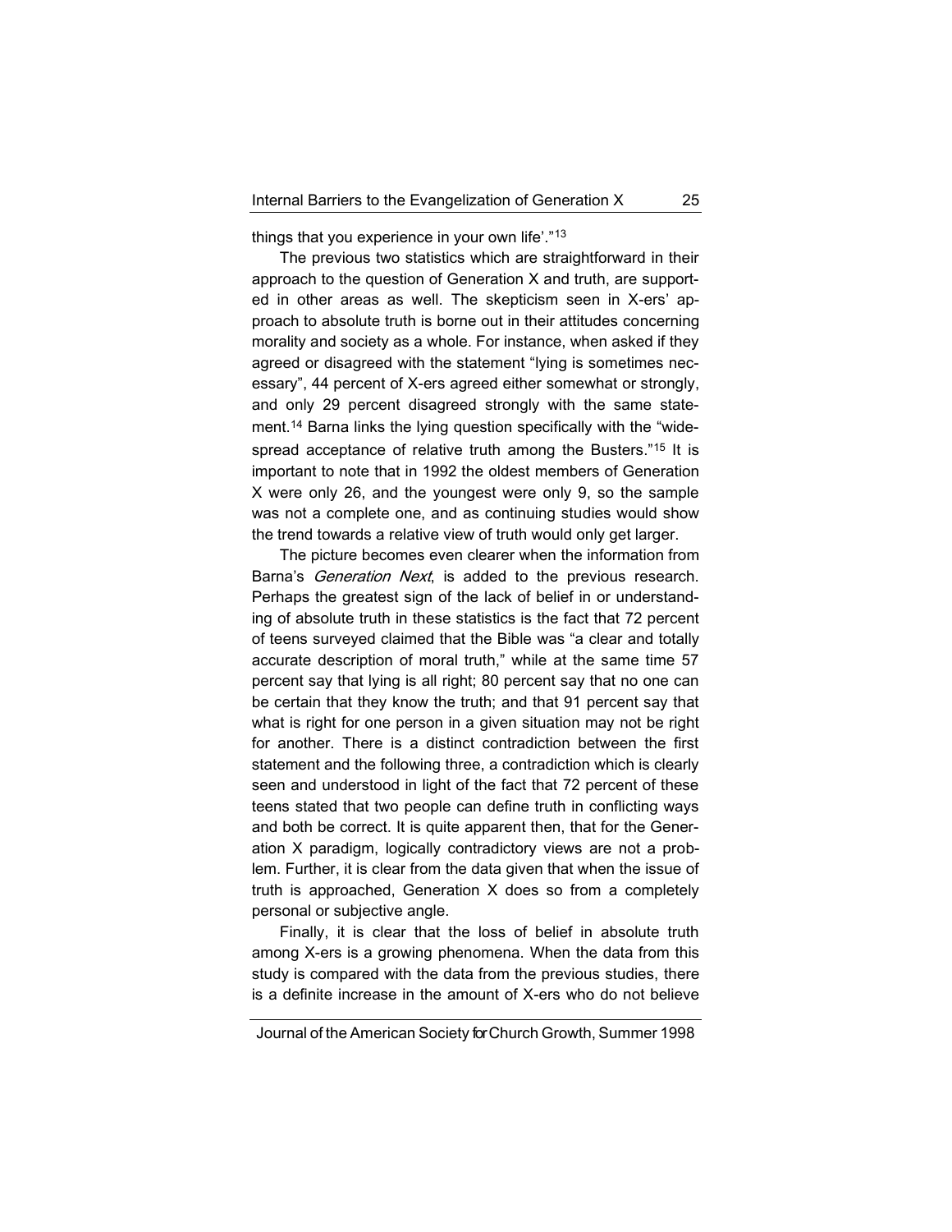things that you experience in your own life'."[13]

The previous two statistics which are straightforward in their approach to the question of Generation X and truth, are supported in other areas as well. The skepticism seen in X-ers' approach to absolute truth is borne out in their attitudes concerning morality and society as a whole. For instance, when asked if they agreed or disagreed with the statement "lying is sometimes necessary", 44 percent of X-ers agreed either somewhat or strongly, and only 29 percent disagreed strongly with the same statement.[14] Barna links the lying question specifically with the "widespread acceptance of relative truth among the Busters."[15] It is important to note that in 1992 the oldest members of Generation X were only 26, and the youngest were only 9, so the sample was not a complete one, and as continuing studies would show the trend towards a relative view of truth would only get larger.

The picture becomes even clearer when the information from Barna's *Generation Next*, is added to the previous research. Perhaps the greatest sign of the lack of belief in or understanding of absolute truth in these statistics is the fact that 72 percent of teens surveyed claimed that the Bible was "a clear and totally accurate description of moral truth," while at the same time 57 percent say that lying is all right; 80 percent say that no one can be certain that they know the truth; and that 91 percent say that what is right for one person in a given situation may not be right for another. There is a distinct contradiction between the first statement and the following three, a contradiction which is clearly seen and understood in light of the fact that 72 percent of these teens stated that two people can define truth in conflicting ways and both be correct. It is quite apparent then, that for the Generation X paradigm, logically contradictory views are not a problem. Further, it is clear from the data given that when the issue of truth is approached, Generation X does so from a completely personal or subjective angle.

Finally, it is clear that the loss of belief in absolute truth among X-ers is a growing phenomena. When the data from this study is compared with the data from the previous studies, there is a definite increase in the amount of X-ers who do not believe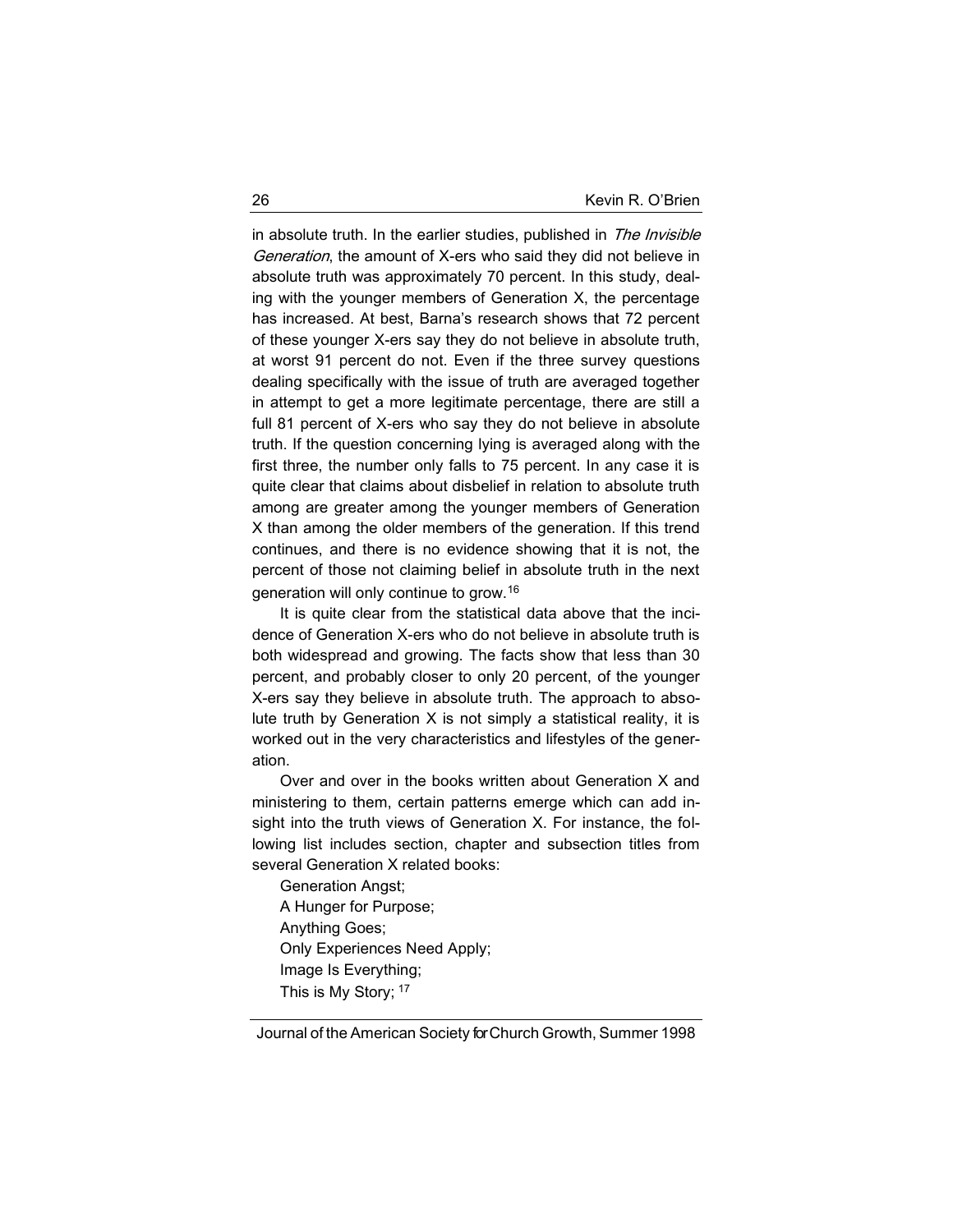in absolute truth. In the earlier studies, published in *The Invisible Generation*, the amount of X-ers who said they did not believe in absolute truth was approximately 70 percent. In this study, dealing with the younger members of Generation X, the percentage has increased. At best, Barna's research shows that 72 percent of these younger X-ers say they do not believe in absolute truth, at worst 91 percent do not. Even if the three survey questions dealing specifically with the issue of truth are averaged together in attempt to get a more legitimate percentage, there are still a full 81 percent of X-ers who say they do not believe in absolute truth. If the question concerning lying is averaged along with the first three, the number only falls to 75 percent. In any case it is quite clear that claims about disbelief in relation to absolute truth among are greater among the younger members of Generation X than among the older members of the generation. If this trend continues, and there is no evidence showing that it is not, the percent of those not claiming belief in absolute truth in the next generation will only continue to grow.[16]

It is quite clear from the statistical data above that the incidence of Generation X-ers who do not believe in absolute truth is both widespread and growing. The facts show that less than 30 percent, and probably closer to only 20 percent, of the younger X-ers say they believe in absolute truth. The approach to absolute truth by Generation X is not simply a statistical reality, it is worked out in the very characteristics and lifestyles of the generation.

Over and over in the books written about Generation X and ministering to them, certain patterns emerge which can add insight into the truth views of Generation X. For instance, the following list includes section, chapter and subsection titles from several Generation X related books:

Generation Angst;
A Hunger for Purpose;
Anything Goes;
Only Experiences Need Apply;
Image Is Everything;
This is My Story; [17]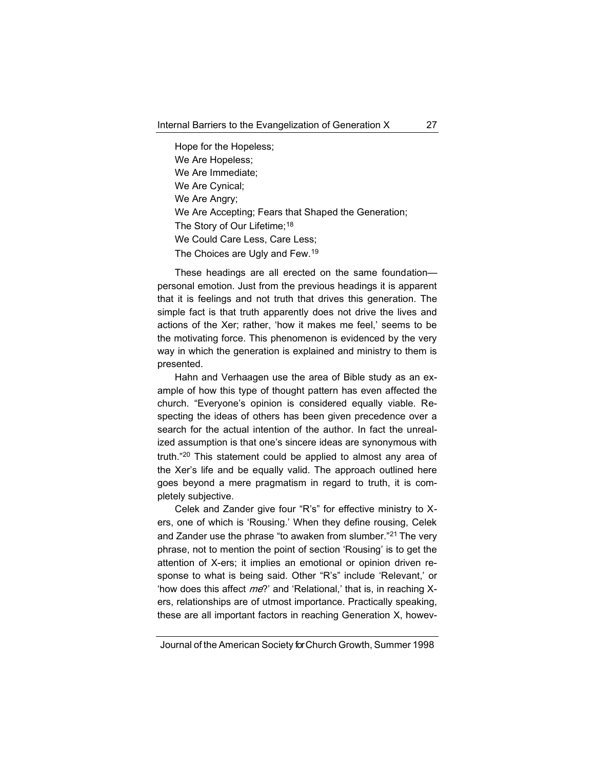Hope for the Hopeless;  
We Are Hopeless;  
We Are Immediate;  
We Are Cynical;  
We Are Angry;  
We Are Accepting; Fears that Shaped the Generation;  
The Story of Our Lifetime;[18]  
We Could Care Less, Care Less;  
The Choices are Ugly and Few.[19]

These headings are all erected on the same foundation—personal emotion. Just from the previous headings it is apparent that it is feelings and not truth that drives this generation. The simple fact is that truth apparently does not drive the lives and actions of the Xer; rather, 'how it makes me feel,' seems to be the motivating force. This phenomenon is evidenced by the very way in which the generation is explained and ministry to them is presented.

Hahn and Verhaagen use the area of Bible study as an example of how this type of thought pattern has even affected the church. "Everyone's opinion is considered equally viable. Respecting the ideas of others has been given precedence over a search for the actual intention of the author. In fact the unrealized assumption is that one's sincere ideas are synonymous with truth."[20] This statement could be applied to almost any area of the Xer's life and be equally valid. The approach outlined here goes beyond a mere pragmatism in regard to truth, it is completely subjective.

Celek and Zander give four "R's" for effective ministry to X-ers, one of which is 'Rousing.' When they define rousing, Celek and Zander use the phrase "to awaken from slumber."[21] The very phrase, not to mention the point of section 'Rousing' is to get the attention of X-ers; it implies an emotional or opinion driven response to what is being said. Other "R's" include 'Relevant,' or 'how does this affect *me*?' and 'Relational,' that is, in reaching X-ers, relationships are of utmost importance. Practically speaking, these are all important factors in reaching Generation X, howev-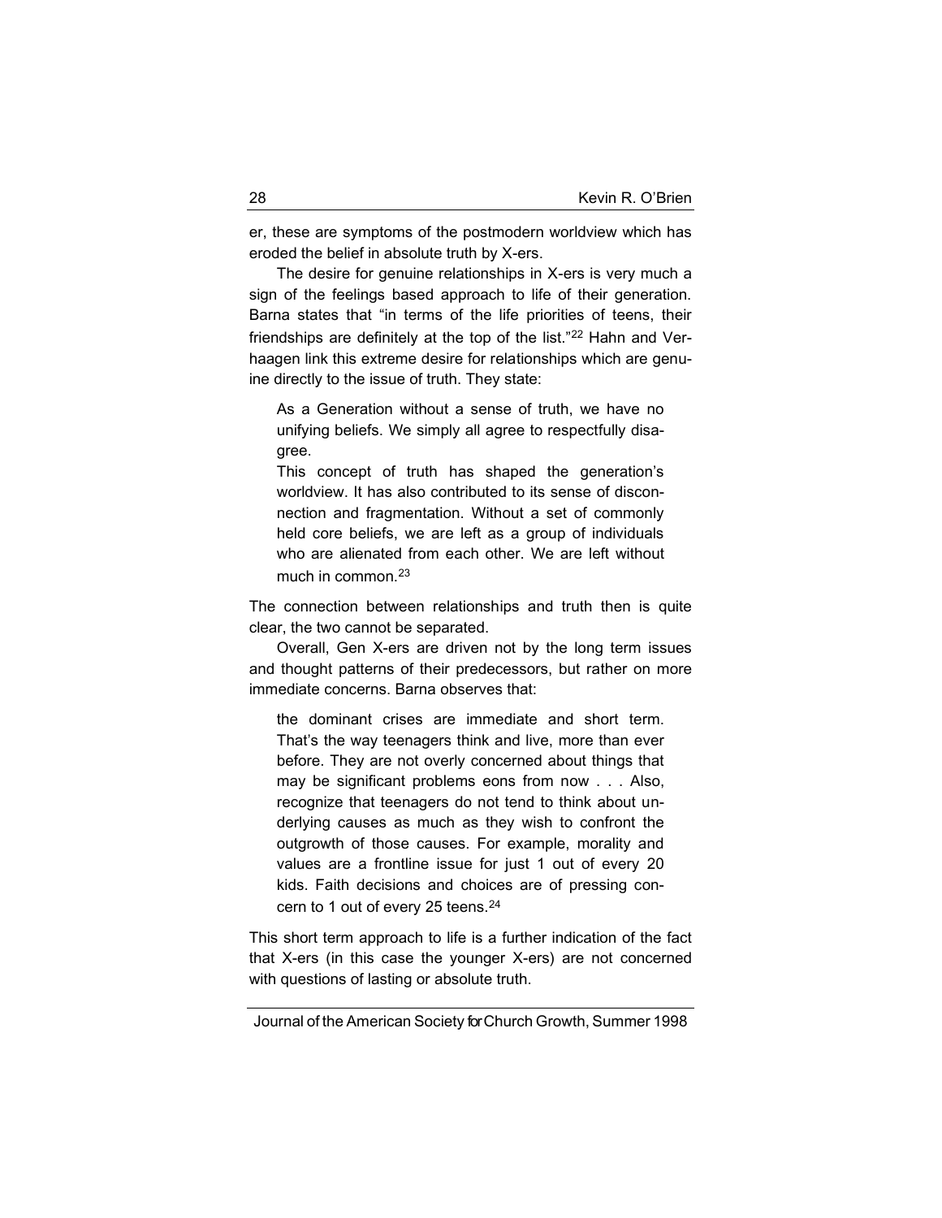er, these are symptoms of the postmodern worldview which has eroded the belief in absolute truth by X-ers.

The desire for genuine relationships in X-ers is very much a sign of the feelings based approach to life of their generation. Barna states that "in terms of the life priorities of teens, their friendships are definitely at the top of the list."[22] Hahn and Verhaagen link this extreme desire for relationships which are genuine directly to the issue of truth. They state:

> As a Generation without a sense of truth, we have no unifying beliefs. We simply all agree to respectfully disagree.
>
> This concept of truth has shaped the generation's worldview. It has also contributed to its sense of disconnection and fragmentation. Without a set of commonly held core beliefs, we are left as a group of individuals who are alienated from each other. We are left without much in common.[23]

The connection between relationships and truth then is quite clear, the two cannot be separated.

Overall, Gen X-ers are driven not by the long term issues and thought patterns of their predecessors, but rather on more immediate concerns. Barna observes that:

> the dominant crises are immediate and short term. That's the way teenagers think and live, more than ever before. They are not overly concerned about things that may be significant problems eons from now . . . Also, recognize that teenagers do not tend to think about underlying causes as much as they wish to confront the outgrowth of those causes. For example, morality and values are a frontline issue for just 1 out of every 20 kids. Faith decisions and choices are of pressing concern to 1 out of every 25 teens.[24]

This short term approach to life is a further indication of the fact that X-ers (in this case the younger X-ers) are not concerned with questions of lasting or absolute truth.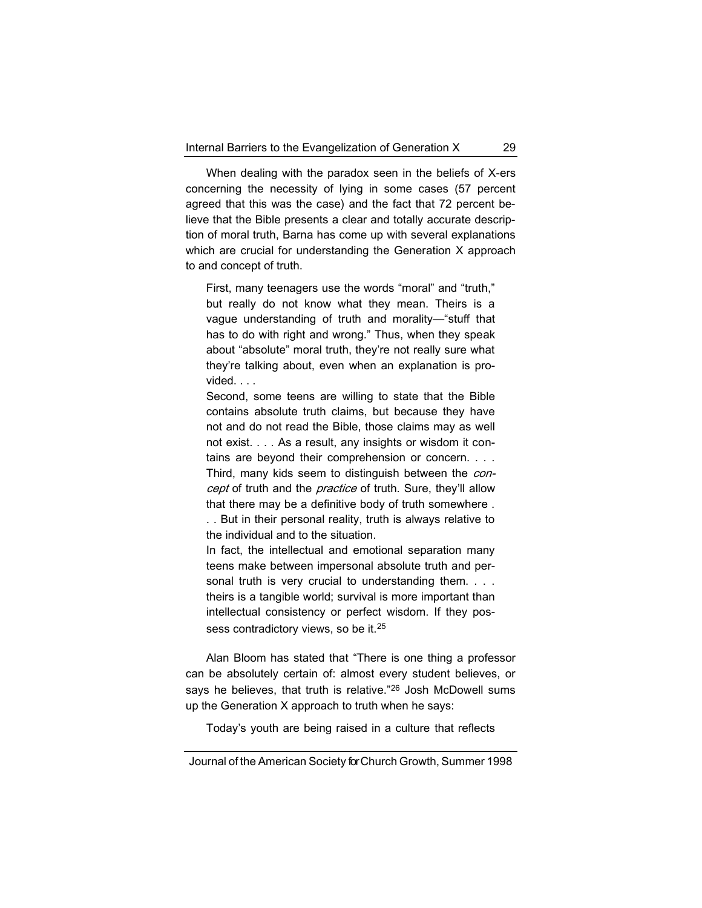When dealing with the paradox seen in the beliefs of X-ers concerning the necessity of lying in some cases (57 percent agreed that this was the case) and the fact that 72 percent believe that the Bible presents a clear and totally accurate description of moral truth, Barna has come up with several explanations which are crucial for understanding the Generation X approach to and concept of truth.

> First, many teenagers use the words "moral" and "truth," but really do not know what they mean. Theirs is a vague understanding of truth and morality—"stuff that has to do with right and wrong." Thus, when they speak about "absolute" moral truth, they're not really sure what they're talking about, even when an explanation is provided. . . .
>
> Second, some teens are willing to state that the Bible contains absolute truth claims, but because they have not and do not read the Bible, those claims may as well not exist. . . . As a result, any insights or wisdom it contains are beyond their comprehension or concern. . . .
>
> Third, many kids seem to distinguish between the *concept* of truth and the *practice* of truth. Sure, they'll allow that there may be a definitive body of truth somewhere . . . But in their personal reality, truth is always relative to the individual and to the situation.
>
> In fact, the intellectual and emotional separation many teens make between impersonal absolute truth and personal truth is very crucial to understanding them. . . . theirs is a tangible world; survival is more important than intellectual consistency or perfect wisdom. If they possess contradictory views, so be it.[25]

Alan Bloom has stated that "There is one thing a professor can be absolutely certain of: almost every student believes, or says he believes, that truth is relative."[26] Josh McDowell sums up the Generation X approach to truth when he says:

> Today's youth are being raised in a culture that reflects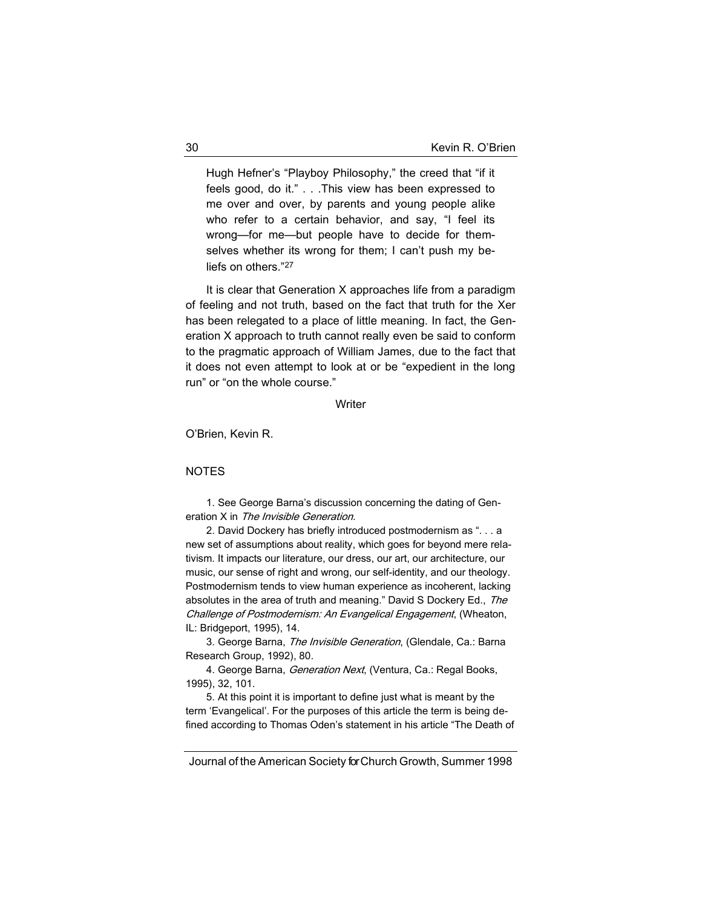> Hugh Hefner's "Playboy Philosophy," the creed that "if it feels good, do it." . . .This view has been expressed to me over and over, by parents and young people alike who refer to a certain behavior, and say, "I feel its wrong—for me—but people have to decide for themselves whether its wrong for them; I can't push my beliefs on others."[27]

It is clear that Generation X approaches life from a paradigm of feeling and not truth, based on the fact that truth for the Xer has been relegated to a place of little meaning. In fact, the Generation X approach to truth cannot really even be said to conform to the pragmatic approach of William James, due to the fact that it does not even attempt to look at or be "expedient in the long run" or "on the whole course."

Writer

O'Brien, Kevin R.

## NOTES

1. See George Barna's discussion concerning the dating of Generation X in *The Invisible Generation.*

2. David Dockery has briefly introduced postmodernism as ". . . a new set of assumptions about reality, which goes for beyond mere relativism. It impacts our literature, our dress, our art, our architecture, our music, our sense of right and wrong, our self-identity, and our theology. Postmodernism tends to view human experience as incoherent, lacking absolutes in the area of truth and meaning." David S Dockery Ed., *The Challenge of Postmodernism: An Evangelical Engagement*, (Wheaton, IL: Bridgeport, 1995), 14.

3. George Barna, *The Invisible Generation*, (Glendale, Ca.: Barna Research Group, 1992), 80.

4. George Barna, *Generation Next*, (Ventura, Ca.: Regal Books, 1995), 32, 101.

5. At this point it is important to define just what is meant by the term 'Evangelical'. For the purposes of this article the term is being defined according to Thomas Oden's statement in his article "The Death of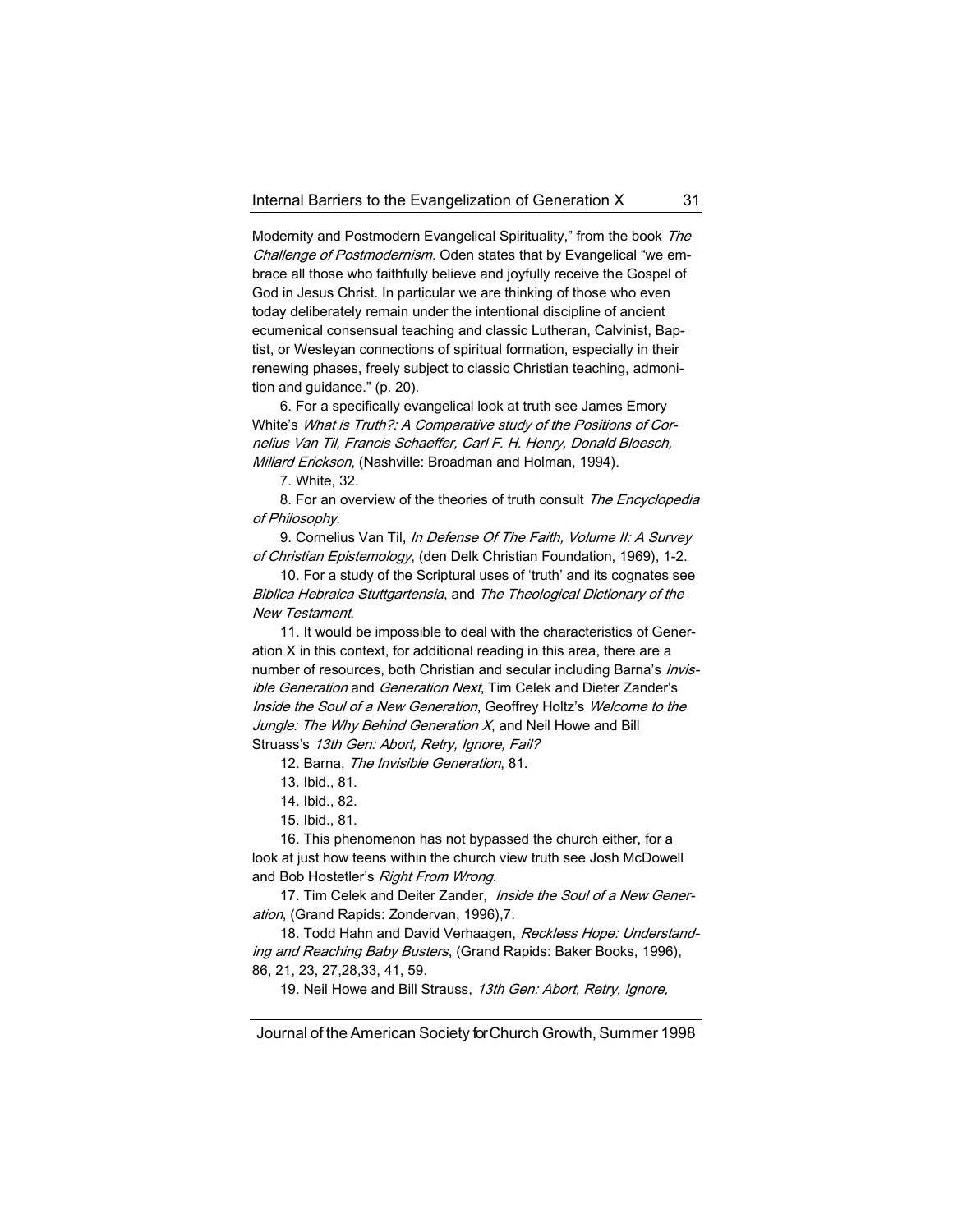Modernity and Postmodern Evangelical Spirituality," from the book *The Challenge of Postmodernism*. Oden states that by Evangelical "we embrace all those who faithfully believe and joyfully receive the Gospel of God in Jesus Christ. In particular we are thinking of those who even today deliberately remain under the intentional discipline of ancient ecumenical consensual teaching and classic Lutheran, Calvinist, Baptist, or Wesleyan connections of spiritual formation, especially in their renewing phases, freely subject to classic Christian teaching, admonition and guidance." (p. 20).

6. For a specifically evangelical look at truth see James Emory White's *What is Truth?: A Comparative study of the Positions of Cornelius Van Til, Francis Schaeffer, Carl F. H. Henry, Donald Bloesch, Millard Erickson*, (Nashville: Broadman and Holman, 1994).

7. White, 32.

8. For an overview of the theories of truth consult *The Encyclopedia of Philosophy*.

9. Cornelius Van Til, *In Defense Of The Faith, Volume II: A Survey of Christian Epistemology*, (den Delk Christian Foundation, 1969), 1-2.

10. For a study of the Scriptural uses of 'truth' and its cognates see *Biblica Hebraica Stuttgartensia*, and *The Theological Dictionary of the New Testament*.

11. It would be impossible to deal with the characteristics of Generation X in this context, for additional reading in this area, there are a number of resources, both Christian and secular including Barna's *Invisible Generation* and *Generation Next*, Tim Celek and Dieter Zander's *Inside the Soul of a New Generation*, Geoffrey Holtz's *Welcome to the Jungle: The Why Behind Generation X*, and Neil Howe and Bill Struass's *13th Gen: Abort, Retry, Ignore, Fail?*

12. Barna, *The Invisible Generation*, 81.

13. Ibid., 81.

14. Ibid., 82.

15. Ibid., 81.

16. This phenomenon has not bypassed the church either, for a look at just how teens within the church view truth see Josh McDowell and Bob Hostetler's *Right From Wrong*.

17. Tim Celek and Deiter Zander, *Inside the Soul of a New Generation*, (Grand Rapids: Zondervan, 1996),7.

18. Todd Hahn and David Verhaagen, *Reckless Hope: Understanding and Reaching Baby Busters*, (Grand Rapids: Baker Books, 1996), 86, 21, 23, 27,28,33, 41, 59.

19. Neil Howe and Bill Strauss, *13th Gen: Abort, Retry, Ignore,*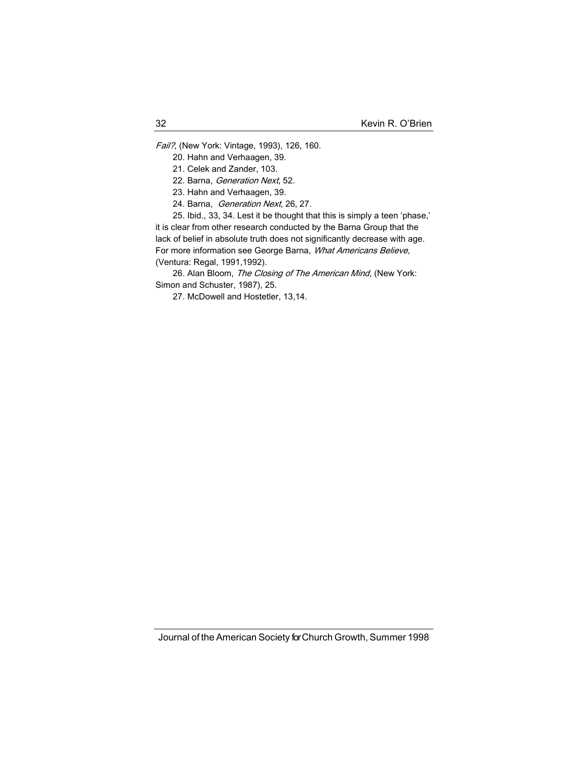*Fail?*, (New York: Vintage, 1993), 126, 160.

20. Hahn and Verhaagen, 39.

21. Celek and Zander, 103.

22. Barna, *Generation Next*, 52.

23. Hahn and Verhaagen, 39.

24. Barna, *Generation Next*, 26, 27.

25. Ibid., 33, 34. Lest it be thought that this is simply a teen 'phase,' it is clear from other research conducted by the Barna Group that the lack of belief in absolute truth does not significantly decrease with age. For more information see George Barna, *What Americans Believe*, (Ventura: Regal, 1991,1992).

26. Alan Bloom, *The Closing of The American Mind*, (New York: Simon and Schuster, 1987), 25.

27. McDowell and Hostetler, 13,14.